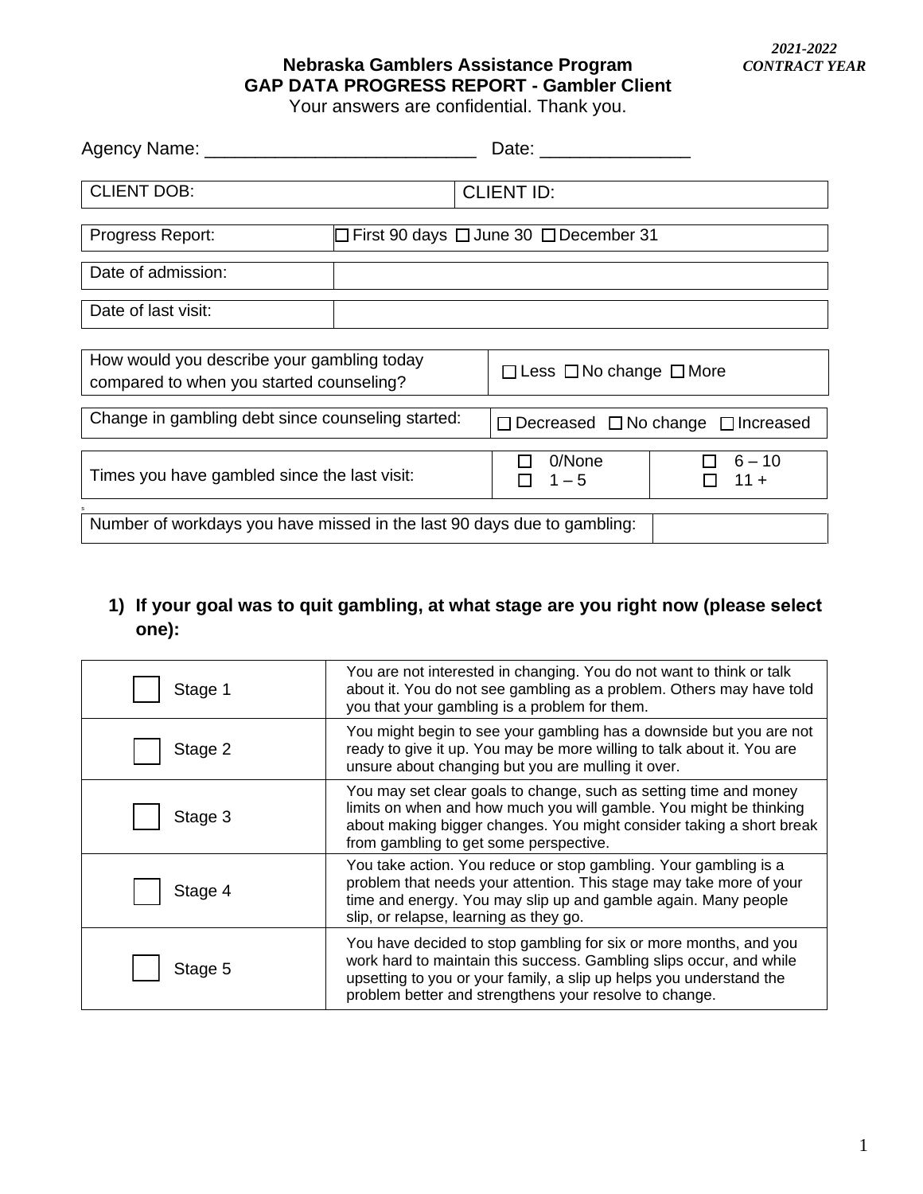*2021-2022*
*CONTRACT YEAR*

**Nebraska Gamblers Assistance Program**
**GAP DATA PROGRESS REPORT - Gambler Client**
Your answers are confidential. Thank you.

Agency Name: ___________________________ Date: _______________

| CLIENT DOB: | CLIENT ID: |
|---|---|

| Progress Report: | ☐ First 90 days ☐ June 30 ☐ December 31 |
|---|---|
| Date of admission: | |
| Date of last visit: | |

| How would you describe your gambling today compared to when you started counseling? | ☐ Less ☐ No change ☐ More | |
|---|---|---|
| Change in gambling debt since counseling started: | ☐ Decreased ☐ No change ☐ Increased | |
| Times you have gambled since the last visit: | ☐ 0/None ☐ 1 – 5 | ☐ 6 – 10 ☐ 11 + |
| Number of workdays you have missed in the last 90 days due to gambling: | | |

**1) If your goal was to quit gambling, at what stage are you right now (please select one):**

| | |
|---|---|
| ☐ Stage 1 | You are not interested in changing. You do not want to think or talk about it. You do not see gambling as a problem. Others may have told you that your gambling is a problem for them. |
| ☐ Stage 2 | You might begin to see your gambling has a downside but you are not ready to give it up. You may be more willing to talk about it. You are unsure about changing but you are mulling it over. |
| ☐ Stage 3 | You may set clear goals to change, such as setting time and money limits on when and how much you will gamble. You might be thinking about making bigger changes. You might consider taking a short break from gambling to get some perspective. |
| ☐ Stage 4 | You take action. You reduce or stop gambling. Your gambling is a problem that needs your attention. This stage may take more of your time and energy. You may slip up and gamble again. Many people slip, or relapse, learning as they go. |
| ☐ Stage 5 | You have decided to stop gambling for six or more months, and you work hard to maintain this success. Gambling slips occur, and while upsetting to you or your family, a slip up helps you understand the problem better and strengthens your resolve to change. |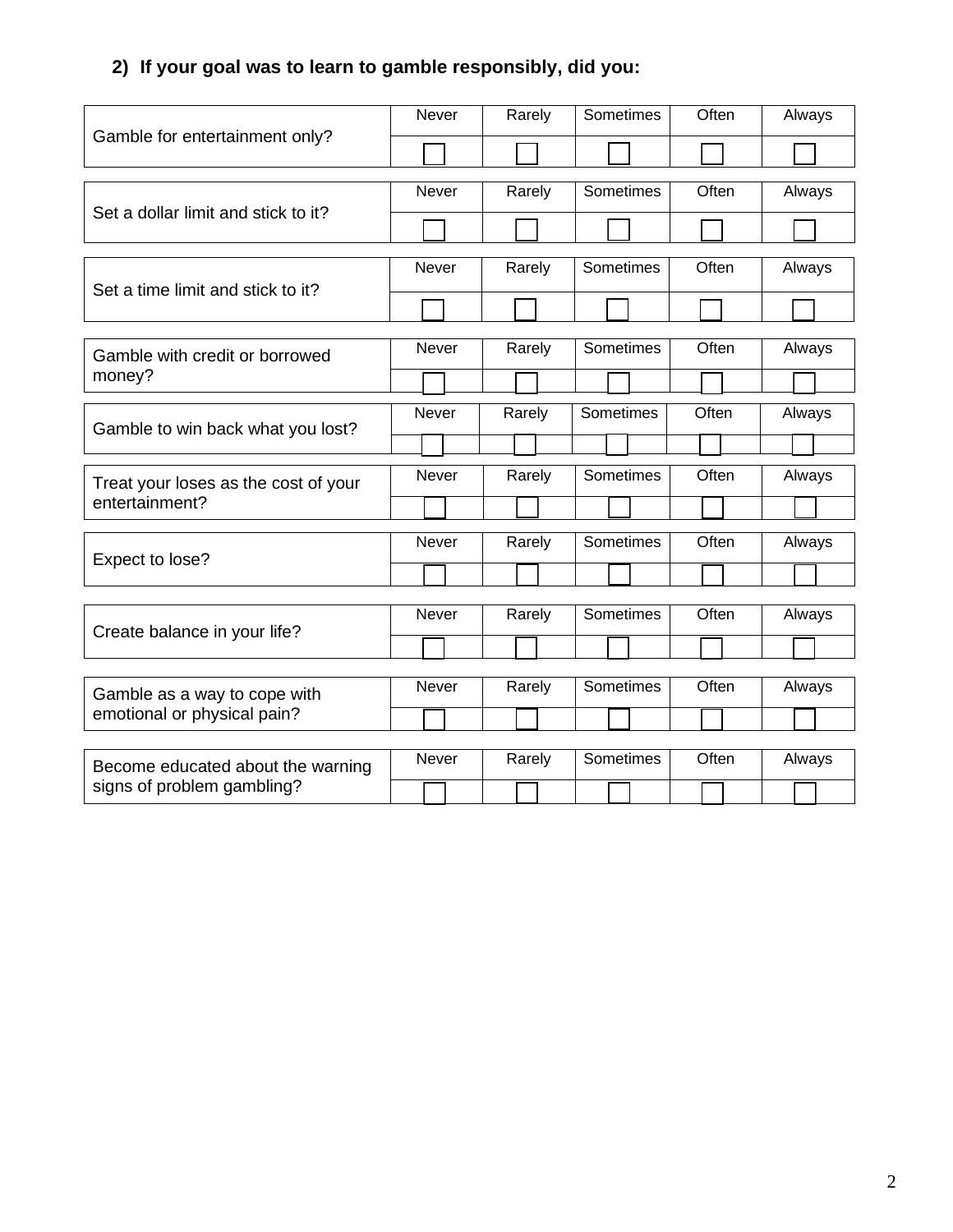**2) If your goal was to learn to gamble responsibly, did you:**

| | Never | Rarely | Sometimes | Often | Always |
|---|---|---|---|---|---|
| Gamble for entertainment only? | ☐ | ☐ | ☐ | ☐ | ☐ |
| Set a dollar limit and stick to it? | ☐ | ☐ | ☐ | ☐ | ☐ |
| Set a time limit and stick to it? | ☐ | ☐ | ☐ | ☐ | ☐ |
| Gamble with credit or borrowed money? | ☐ | ☐ | ☐ | ☐ | ☐ |
| Gamble to win back what you lost? | ☐ | ☐ | ☐ | ☐ | ☐ |
| Treat your loses as the cost of your entertainment? | ☐ | ☐ | ☐ | ☐ | ☐ |
| Expect to lose? | ☐ | ☐ | ☐ | ☐ | ☐ |
| Create balance in your life? | ☐ | ☐ | ☐ | ☐ | ☐ |
| Gamble as a way to cope with emotional or physical pain? | ☐ | ☐ | ☐ | ☐ | ☐ |
| Become educated about the warning signs of problem gambling? | ☐ | ☐ | ☐ | ☐ | ☐ |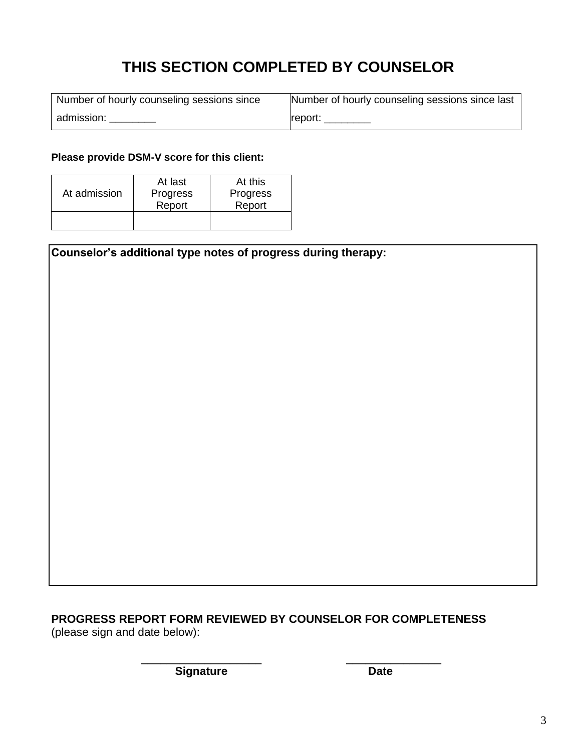# THIS SECTION COMPLETED BY COUNSELOR

| | |
|---|---|
| Number of hourly counseling sessions since admission: ________ | Number of hourly counseling sessions since last report: ________ |

**Please provide DSM-V score for this client:**

| At admission | At last Progress Report | At this Progress Report |
|---|---|---|
| | | |

**Counselor's additional type notes of progress during therapy:**

**PROGRESS REPORT FORM REVIEWED BY COUNSELOR FOR COMPLETENESS**
(please sign and date below):

___________________ **Signature**

_______________ **Date**